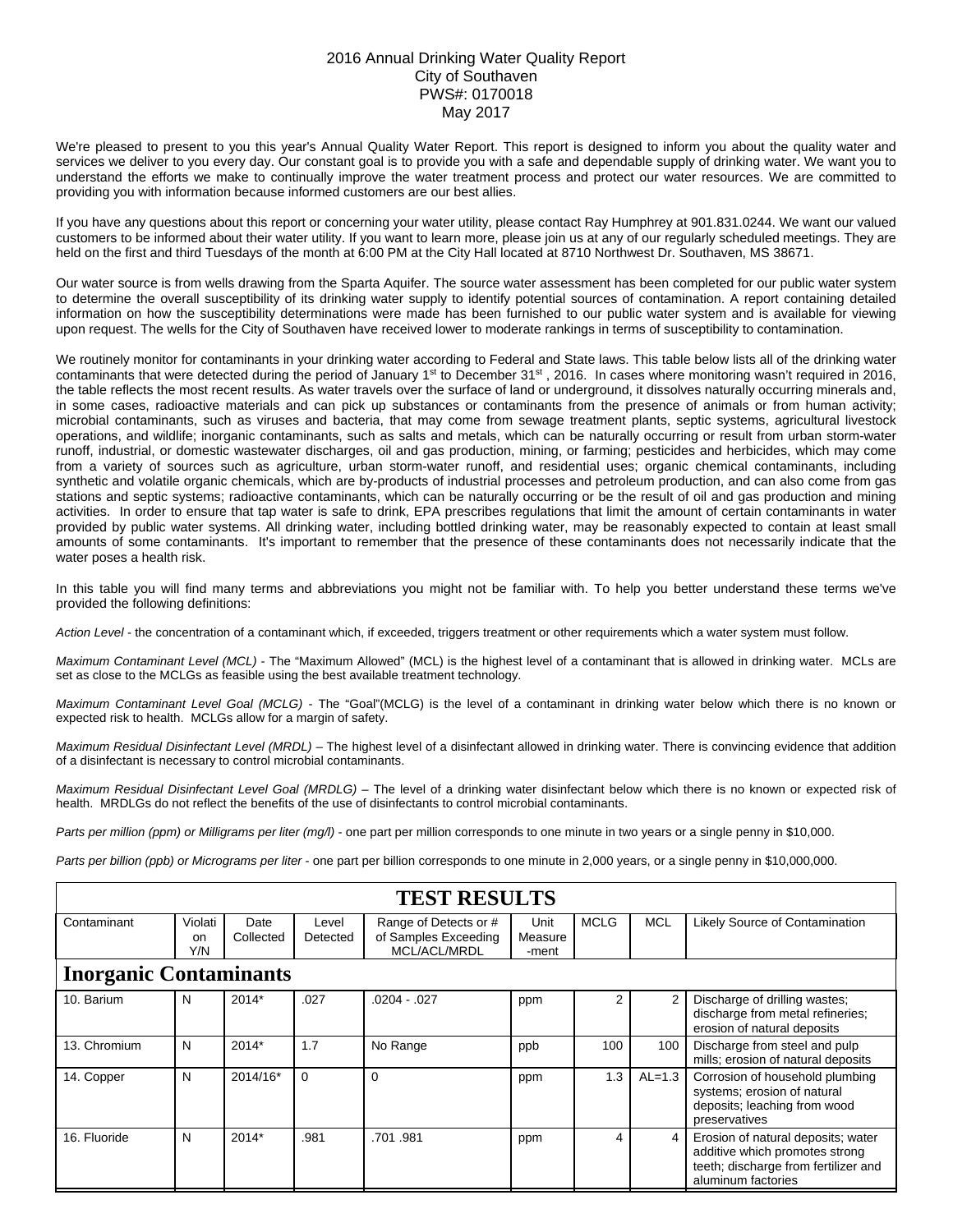# 2016 Annual Drinking Water Quality Report
City of Southaven
PWS#: 0170018
May 2017

We're pleased to present to you this year's Annual Quality Water Report. This report is designed to inform you about the quality water and services we deliver to you every day. Our constant goal is to provide you with a safe and dependable supply of drinking water. We want you to understand the efforts we make to continually improve the water treatment process and protect our water resources. We are committed to providing you with information because informed customers are our best allies.

If you have any questions about this report or concerning your water utility, please contact Ray Humphrey at 901.831.0244. We want our valued customers to be informed about their water utility. If you want to learn more, please join us at any of our regularly scheduled meetings. They are held on the first and third Tuesdays of the month at 6:00 PM at the City Hall located at 8710 Northwest Dr. Southaven, MS 38671.

Our water source is from wells drawing from the Sparta Aquifer. The source water assessment has been completed for our public water system to determine the overall susceptibility of its drinking water supply to identify potential sources of contamination. A report containing detailed information on how the susceptibility determinations were made has been furnished to our public water system and is available for viewing upon request. The wells for the City of Southaven have received lower to moderate rankings in terms of susceptibility to contamination.

We routinely monitor for contaminants in your drinking water according to Federal and State laws. This table below lists all of the drinking water contaminants that were detected during the period of January 1st to December 31st, 2016. In cases where monitoring wasn't required in 2016, the table reflects the most recent results. As water travels over the surface of land or underground, it dissolves naturally occurring minerals and, in some cases, radioactive materials and can pick up substances or contaminants from the presence of animals or from human activity; microbial contaminants, such as viruses and bacteria, that may come from sewage treatment plants, septic systems, agricultural livestock operations, and wildlife; inorganic contaminants, such as salts and metals, which can be naturally occurring or result from urban storm-water runoff, industrial, or domestic wastewater discharges, oil and gas production, mining, or farming; pesticides and herbicides, which may come from a variety of sources such as agriculture, urban storm-water runoff, and residential uses; organic chemical contaminants, including synthetic and volatile organic chemicals, which are by-products of industrial processes and petroleum production, and can also come from gas stations and septic systems; radioactive contaminants, which can be naturally occurring or be the result of oil and gas production and mining activities. In order to ensure that tap water is safe to drink, EPA prescribes regulations that limit the amount of certain contaminants in water provided by public water systems. All drinking water, including bottled drinking water, may be reasonably expected to contain at least small amounts of some contaminants. It's important to remember that the presence of these contaminants does not necessarily indicate that the water poses a health risk.

In this table you will find many terms and abbreviations you might not be familiar with. To help you better understand these terms we've provided the following definitions:

*Action Level* - the concentration of a contaminant which, if exceeded, triggers treatment or other requirements which a water system must follow.

*Maximum Contaminant Level (MCL)* - The "Maximum Allowed" (MCL) is the highest level of a contaminant that is allowed in drinking water. MCLs are set as close to the MCLGs as feasible using the best available treatment technology.

*Maximum Contaminant Level Goal (MCLG)* - The "Goal"(MCLG) is the level of a contaminant in drinking water below which there is no known or expected risk to health. MCLGs allow for a margin of safety.

*Maximum Residual Disinfectant Level (MRDL)* – The highest level of a disinfectant allowed in drinking water. There is convincing evidence that addition of a disinfectant is necessary to control microbial contaminants.

*Maximum Residual Disinfectant Level Goal (MRDLG)* – The level of a drinking water disinfectant below which there is no known or expected risk of health. MRDLGs do not reflect the benefits of the use of disinfectants to control microbial contaminants.

*Parts per million (ppm) or Milligrams per liter (mg/l)* - one part per million corresponds to one minute in two years or a single penny in $10,000.

*Parts per billion (ppb) or Micrograms per liter* - one part per billion corresponds to one minute in 2,000 years, or a single penny in $10,000,000.

## TEST RESULTS

| Contaminant | Violation Y/N | Date Collected | Level Detected | Range of Detects or # of Samples Exceeding MCL/ACL/MRDL | Unit Measure-ment | MCLG | MCL | Likely Source of Contamination |
|---|---|---|---|---|---|---|---|---|
| **Inorganic Contaminants** | | | | | | | | |
| 10. Barium | N | 2014* | .027 | .0204 - .027 | ppm | 2 | 2 | Discharge of drilling wastes; discharge from metal refineries; erosion of natural deposits |
| 13. Chromium | N | 2014* | 1.7 | No Range | ppb | 100 | 100 | Discharge from steel and pulp mills; erosion of natural deposits |
| 14. Copper | N | 2014/16* | 0 | 0 | ppm | 1.3 | AL=1.3 | Corrosion of household plumbing systems; erosion of natural deposits; leaching from wood preservatives |
| 16. Fluoride | N | 2014* | .981 | .701 .981 | ppm | 4 | 4 | Erosion of natural deposits; water additive which promotes strong teeth; discharge from fertilizer and aluminum factories |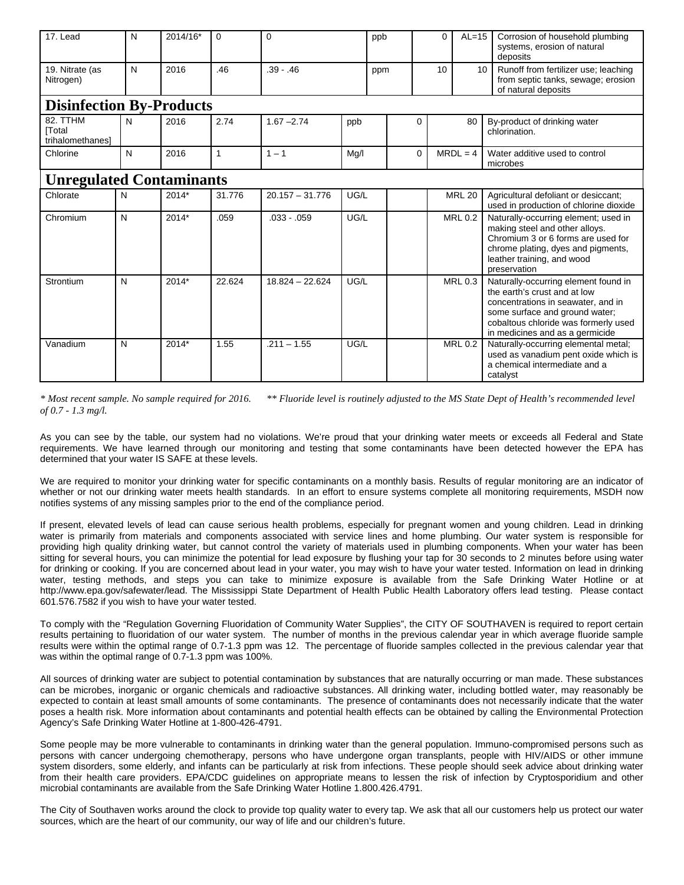| | | | | | | | | |
|---|---|---|---|---|---|---|---|---|
| 17. Lead | N | 2014/16* | 0 | 0 | ppb | 0 | AL=15 | Corrosion of household plumbing systems, erosion of natural deposits |
| 19. Nitrate (as Nitrogen) | N | 2016 | .46 | .39 - .46 | ppm | 10 | 10 | Runoff from fertilizer use; leaching from septic tanks, sewage; erosion of natural deposits |
| **Disinfection By-Products** | | | | | | | | |
| 82. TTHM [Total trihalomethanes] | N | 2016 | 2.74 | 1.67 –2.74 | ppb | 0 | 80 | By-product of drinking water chlorination. |
| Chlorine | N | 2016 | 1 | 1 – 1 | Mg/l | 0 | MRDL = 4 | Water additive used to control microbes |
| **Unregulated Contaminants** | | | | | | | | |
| Chlorate | N | 2014* | 31.776 | 20.157 – 31.776 | UG/L | | MRL 20 | Agricultural defoliant or desiccant; used in production of chlorine dioxide |
| Chromium | N | 2014* | .059 | .033 - .059 | UG/L | | MRL 0.2 | Naturally-occurring element; used in making steel and other alloys. Chromium 3 or 6 forms are used for chrome plating, dyes and pigments, leather training, and wood preservation |
| Strontium | N | 2014* | 22.624 | 18.824 – 22.624 | UG/L | | MRL 0.3 | Naturally-occurring element found in the earth's crust and at low concentrations in seawater, and in some surface and ground water; cobaltous chloride was formerly used in medicines and as a germicide |
| Vanadium | N | 2014* | 1.55 | .211 – 1.55 | UG/L | | MRL 0.2 | Naturally-occurring elemental metal; used as vanadium pent oxide which is a chemical intermediate and a catalyst |

*\* Most recent sample. No sample required for 2016.      \*\* Fluoride level is routinely adjusted to the MS State Dept of Health's recommended level of 0.7 - 1.3 mg/l.*

As you can see by the table, our system had no violations. We're proud that your drinking water meets or exceeds all Federal and State requirements. We have learned through our monitoring and testing that some contaminants have been detected however the EPA has determined that your water IS SAFE at these levels.

We are required to monitor your drinking water for specific contaminants on a monthly basis. Results of regular monitoring are an indicator of whether or not our drinking water meets health standards. In an effort to ensure systems complete all monitoring requirements, MSDH now notifies systems of any missing samples prior to the end of the compliance period.

If present, elevated levels of lead can cause serious health problems, especially for pregnant women and young children. Lead in drinking water is primarily from materials and components associated with service lines and home plumbing. Our water system is responsible for providing high quality drinking water, but cannot control the variety of materials used in plumbing components. When your water has been sitting for several hours, you can minimize the potential for lead exposure by flushing your tap for 30 seconds to 2 minutes before using water for drinking or cooking. If you are concerned about lead in your water, you may wish to have your water tested. Information on lead in drinking water, testing methods, and steps you can take to minimize exposure is available from the Safe Drinking Water Hotline or at http://www.epa.gov/safewater/lead. The Mississippi State Department of Health Public Health Laboratory offers lead testing. Please contact 601.576.7582 if you wish to have your water tested.

To comply with the "Regulation Governing Fluoridation of Community Water Supplies", the CITY OF SOUTHAVEN is required to report certain results pertaining to fluoridation of our water system. The number of months in the previous calendar year in which average fluoride sample results were within the optimal range of 0.7-1.3 ppm was 12. The percentage of fluoride samples collected in the previous calendar year that was within the optimal range of 0.7-1.3 ppm was 100%.

All sources of drinking water are subject to potential contamination by substances that are naturally occurring or man made. These substances can be microbes, inorganic or organic chemicals and radioactive substances. All drinking water, including bottled water, may reasonably be expected to contain at least small amounts of some contaminants. The presence of contaminants does not necessarily indicate that the water poses a health risk. More information about contaminants and potential health effects can be obtained by calling the Environmental Protection Agency's Safe Drinking Water Hotline at 1-800-426-4791.

Some people may be more vulnerable to contaminants in drinking water than the general population. Immuno-compromised persons such as persons with cancer undergoing chemotherapy, persons who have undergone organ transplants, people with HIV/AIDS or other immune system disorders, some elderly, and infants can be particularly at risk from infections. These people should seek advice about drinking water from their health care providers. EPA/CDC guidelines on appropriate means to lessen the risk of infection by Cryptosporidium and other microbial contaminants are available from the Safe Drinking Water Hotline 1.800.426.4791.

The City of Southaven works around the clock to provide top quality water to every tap. We ask that all our customers help us protect our water sources, which are the heart of our community, our way of life and our children's future.